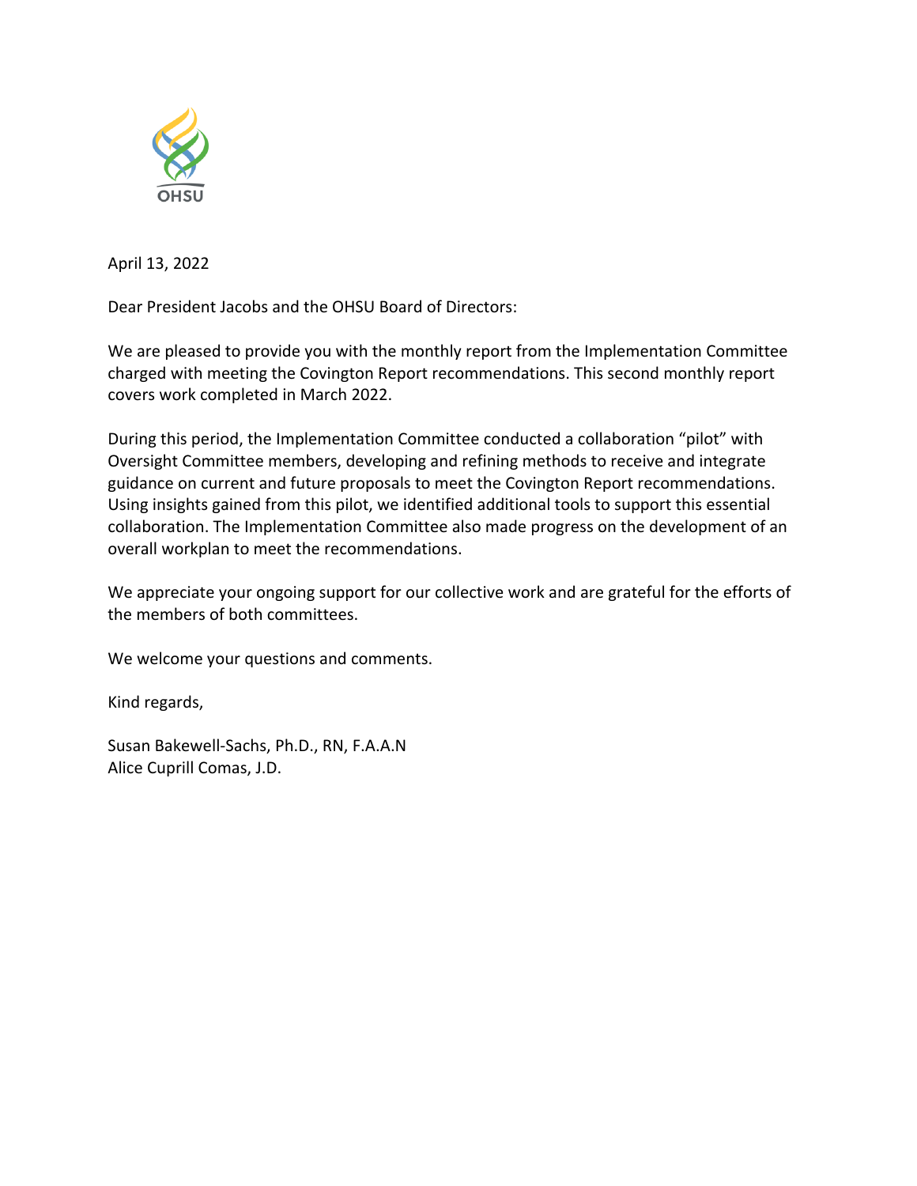OHSU

April 13, 2022

Dear President Jacobs and the OHSU Board of Directors:

We are pleased to provide you with the monthly report from the Implementation Committee charged with meeting the Covington Report recommendations. This second monthly report covers work completed in March 2022.

During this period, the Implementation Committee conducted a collaboration "pilot" with Oversight Committee members, developing and refining methods to receive and integrate guidance on current and future proposals to meet the Covington Report recommendations. Using insights gained from this pilot, we identified additional tools to support this essential collaboration. The Implementation Committee also made progress on the development of an overall workplan to meet the recommendations.

We appreciate your ongoing support for our collective work and are grateful for the efforts of the members of both committees.

We welcome your questions and comments.

Kind regards,

Susan Bakewell-Sachs, Ph.D., RN, F.A.A.N
Alice Cuprill Comas, J.D.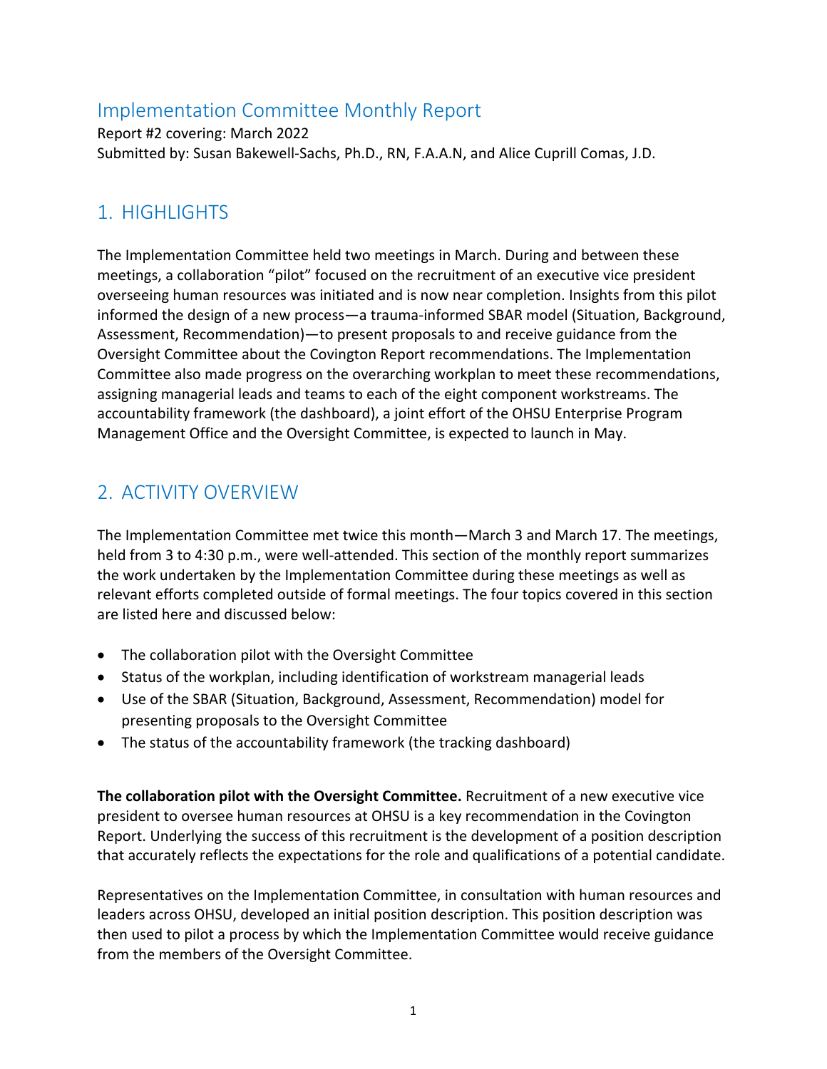# Implementation Committee Monthly Report

Report #2 covering: March 2022
Submitted by: Susan Bakewell-Sachs, Ph.D., RN, F.A.A.N, and Alice Cuprill Comas, J.D.

## 1. HIGHLIGHTS

The Implementation Committee held two meetings in March. During and between these meetings, a collaboration "pilot" focused on the recruitment of an executive vice president overseeing human resources was initiated and is now near completion. Insights from this pilot informed the design of a new process—a trauma-informed SBAR model (Situation, Background, Assessment, Recommendation)—to present proposals to and receive guidance from the Oversight Committee about the Covington Report recommendations. The Implementation Committee also made progress on the overarching workplan to meet these recommendations, assigning managerial leads and teams to each of the eight component workstreams. The accountability framework (the dashboard), a joint effort of the OHSU Enterprise Program Management Office and the Oversight Committee, is expected to launch in May.

## 2. ACTIVITY OVERVIEW

The Implementation Committee met twice this month—March 3 and March 17. The meetings, held from 3 to 4:30 p.m., were well-attended. This section of the monthly report summarizes the work undertaken by the Implementation Committee during these meetings as well as relevant efforts completed outside of formal meetings. The four topics covered in this section are listed here and discussed below:

- The collaboration pilot with the Oversight Committee
- Status of the workplan, including identification of workstream managerial leads
- Use of the SBAR (Situation, Background, Assessment, Recommendation) model for presenting proposals to the Oversight Committee
- The status of the accountability framework (the tracking dashboard)

**The collaboration pilot with the Oversight Committee.** Recruitment of a new executive vice president to oversee human resources at OHSU is a key recommendation in the Covington Report. Underlying the success of this recruitment is the development of a position description that accurately reflects the expectations for the role and qualifications of a potential candidate.

Representatives on the Implementation Committee, in consultation with human resources and leaders across OHSU, developed an initial position description. This position description was then used to pilot a process by which the Implementation Committee would receive guidance from the members of the Oversight Committee.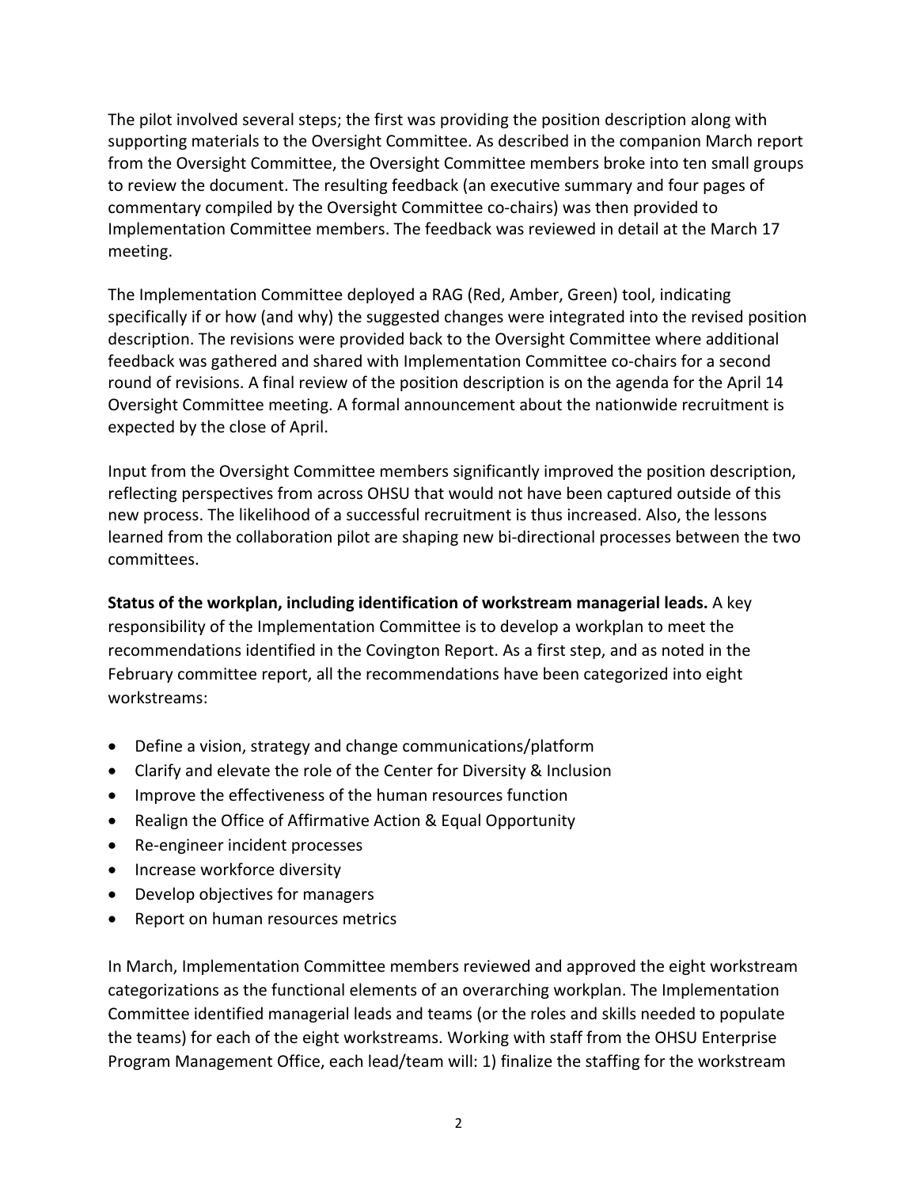The pilot involved several steps; the first was providing the position description along with supporting materials to the Oversight Committee. As described in the companion March report from the Oversight Committee, the Oversight Committee members broke into ten small groups to review the document. The resulting feedback (an executive summary and four pages of commentary compiled by the Oversight Committee co-chairs) was then provided to Implementation Committee members. The feedback was reviewed in detail at the March 17 meeting.

The Implementation Committee deployed a RAG (Red, Amber, Green) tool, indicating specifically if or how (and why) the suggested changes were integrated into the revised position description. The revisions were provided back to the Oversight Committee where additional feedback was gathered and shared with Implementation Committee co-chairs for a second round of revisions. A final review of the position description is on the agenda for the April 14 Oversight Committee meeting. A formal announcement about the nationwide recruitment is expected by the close of April.

Input from the Oversight Committee members significantly improved the position description, reflecting perspectives from across OHSU that would not have been captured outside of this new process. The likelihood of a successful recruitment is thus increased. Also, the lessons learned from the collaboration pilot are shaping new bi-directional processes between the two committees.

**Status of the workplan, including identification of workstream managerial leads.** A key responsibility of the Implementation Committee is to develop a workplan to meet the recommendations identified in the Covington Report. As a first step, and as noted in the February committee report, all the recommendations have been categorized into eight workstreams:

- Define a vision, strategy and change communications/platform
- Clarify and elevate the role of the Center for Diversity & Inclusion
- Improve the effectiveness of the human resources function
- Realign the Office of Affirmative Action & Equal Opportunity
- Re-engineer incident processes
- Increase workforce diversity
- Develop objectives for managers
- Report on human resources metrics

In March, Implementation Committee members reviewed and approved the eight workstream categorizations as the functional elements of an overarching workplan. The Implementation Committee identified managerial leads and teams (or the roles and skills needed to populate the teams) for each of the eight workstreams. Working with staff from the OHSU Enterprise Program Management Office, each lead/team will: 1) finalize the staffing for the workstream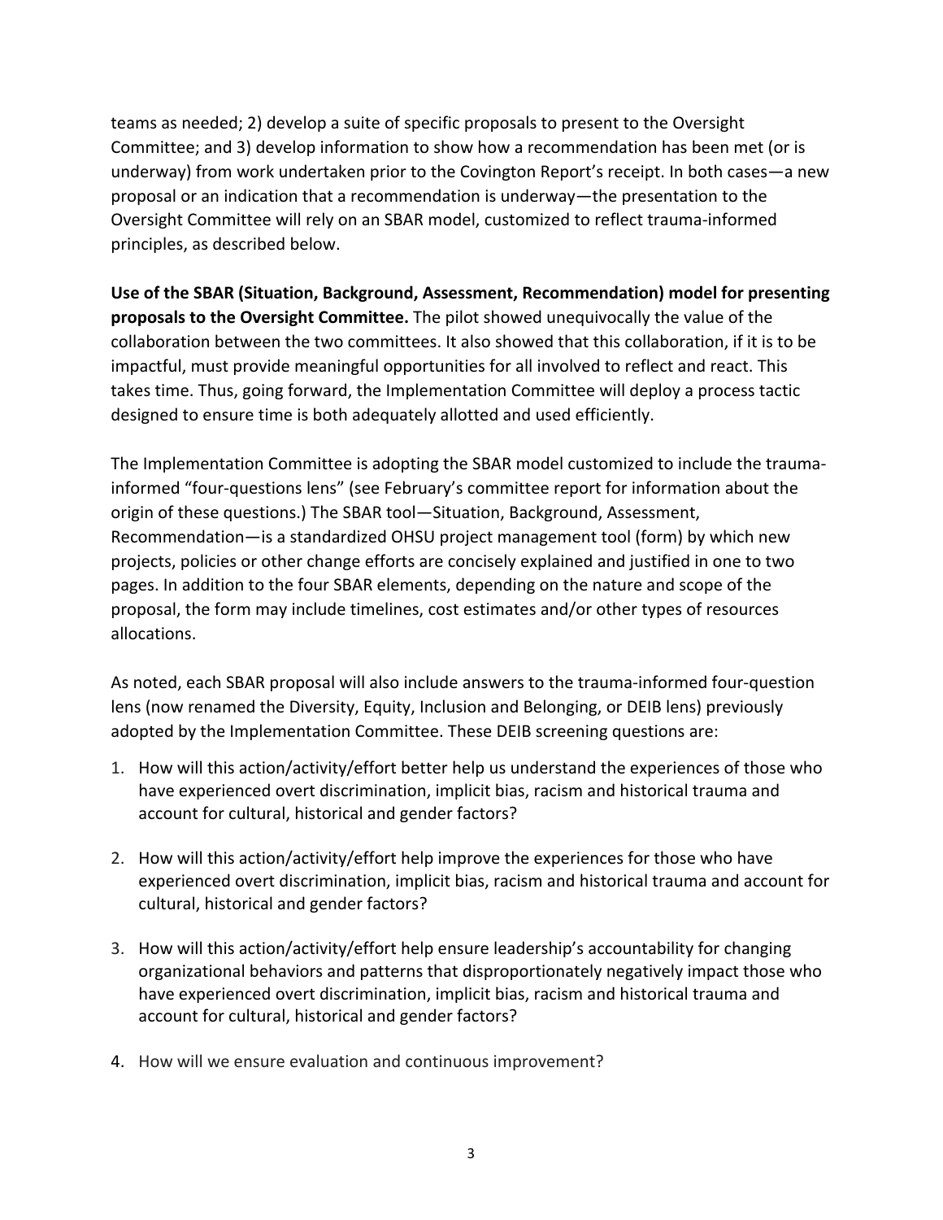teams as needed; 2) develop a suite of specific proposals to present to the Oversight Committee; and 3) develop information to show how a recommendation has been met (or is underway) from work undertaken prior to the Covington Report's receipt. In both cases—a new proposal or an indication that a recommendation is underway—the presentation to the Oversight Committee will rely on an SBAR model, customized to reflect trauma-informed principles, as described below.

**Use of the SBAR (Situation, Background, Assessment, Recommendation) model for presenting proposals to the Oversight Committee.** The pilot showed unequivocally the value of the collaboration between the two committees. It also showed that this collaboration, if it is to be impactful, must provide meaningful opportunities for all involved to reflect and react. This takes time. Thus, going forward, the Implementation Committee will deploy a process tactic designed to ensure time is both adequately allotted and used efficiently.

The Implementation Committee is adopting the SBAR model customized to include the trauma-informed "four-questions lens" (see February's committee report for information about the origin of these questions.) The SBAR tool—Situation, Background, Assessment, Recommendation—is a standardized OHSU project management tool (form) by which new projects, policies or other change efforts are concisely explained and justified in one to two pages. In addition to the four SBAR elements, depending on the nature and scope of the proposal, the form may include timelines, cost estimates and/or other types of resources allocations.

As noted, each SBAR proposal will also include answers to the trauma-informed four-question lens (now renamed the Diversity, Equity, Inclusion and Belonging, or DEIB lens) previously adopted by the Implementation Committee. These DEIB screening questions are:

1. How will this action/activity/effort better help us understand the experiences of those who have experienced overt discrimination, implicit bias, racism and historical trauma and account for cultural, historical and gender factors?

2. How will this action/activity/effort help improve the experiences for those who have experienced overt discrimination, implicit bias, racism and historical trauma and account for cultural, historical and gender factors?

3. How will this action/activity/effort help ensure leadership's accountability for changing organizational behaviors and patterns that disproportionately negatively impact those who have experienced overt discrimination, implicit bias, racism and historical trauma and account for cultural, historical and gender factors?

4. How will we ensure evaluation and continuous improvement?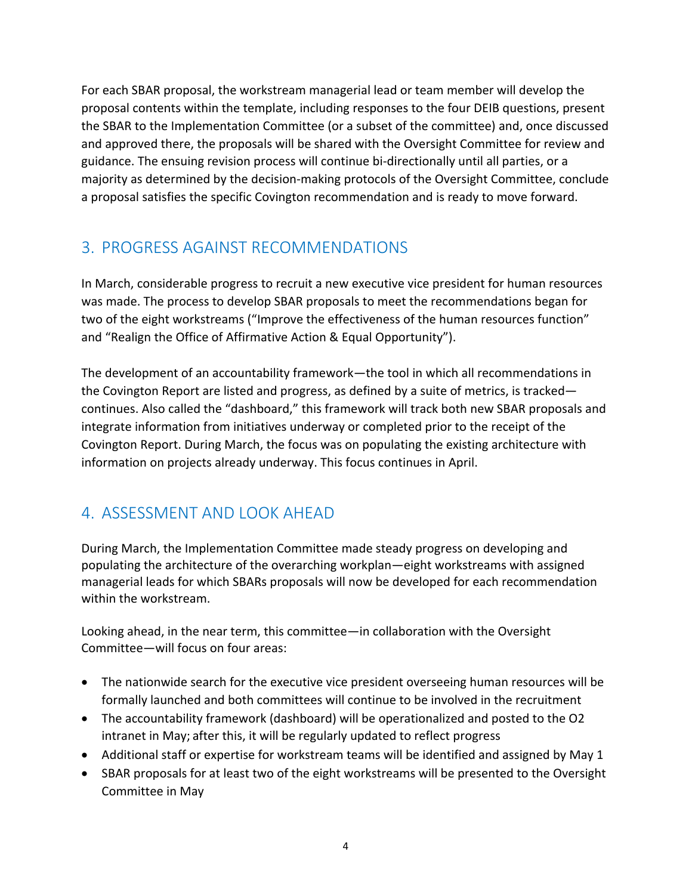For each SBAR proposal, the workstream managerial lead or team member will develop the proposal contents within the template, including responses to the four DEIB questions, present the SBAR to the Implementation Committee (or a subset of the committee) and, once discussed and approved there, the proposals will be shared with the Oversight Committee for review and guidance. The ensuing revision process will continue bi-directionally until all parties, or a majority as determined by the decision-making protocols of the Oversight Committee, conclude a proposal satisfies the specific Covington recommendation and is ready to move forward.

## 3. PROGRESS AGAINST RECOMMENDATIONS

In March, considerable progress to recruit a new executive vice president for human resources was made. The process to develop SBAR proposals to meet the recommendations began for two of the eight workstreams ("Improve the effectiveness of the human resources function" and "Realign the Office of Affirmative Action & Equal Opportunity").

The development of an accountability framework—the tool in which all recommendations in the Covington Report are listed and progress, as defined by a suite of metrics, is tracked—continues. Also called the "dashboard," this framework will track both new SBAR proposals and integrate information from initiatives underway or completed prior to the receipt of the Covington Report. During March, the focus was on populating the existing architecture with information on projects already underway. This focus continues in April.

## 4. ASSESSMENT AND LOOK AHEAD

During March, the Implementation Committee made steady progress on developing and populating the architecture of the overarching workplan—eight workstreams with assigned managerial leads for which SBARs proposals will now be developed for each recommendation within the workstream.

Looking ahead, in the near term, this committee—in collaboration with the Oversight Committee—will focus on four areas:

- The nationwide search for the executive vice president overseeing human resources will be formally launched and both committees will continue to be involved in the recruitment
- The accountability framework (dashboard) will be operationalized and posted to the O2 intranet in May; after this, it will be regularly updated to reflect progress
- Additional staff or expertise for workstream teams will be identified and assigned by May 1
- SBAR proposals for at least two of the eight workstreams will be presented to the Oversight Committee in May